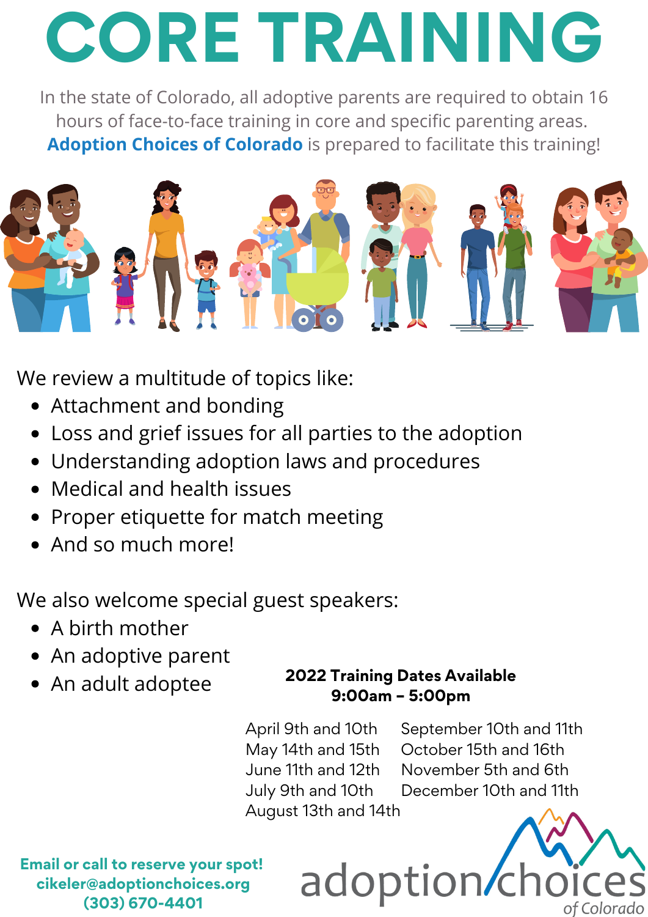# CORE TRAINING

In the state of Colorado, all adoptive parents are required to obtain 16 hours of face-to-face training in core and specific parenting areas. **Adoption Choices of Colorado** is prepared to facilitate this training!

We review a multitude of topics like:

- Attachment and bonding
- Loss and grief issues for all parties to the adoption
- Understanding adoption laws and procedures
- Medical and health issues
- Proper etiquette for match meeting
- And so much more!

We also welcome special guest speakers:

- A birth mother
- An adoptive parent
- An adult adoptee

**2022 Training Dates Available**
**9:00am – 5:00pm**

April 9th and 10th
May 14th and 15th
June 11th and 12th
July 9th and 10th
August 13th and 14th
September 10th and 11th
October 15th and 16th
November 5th and 6th
December 10th and 11th

**Email or call to reserve your spot!**
**cikeler@adoptionchoices.org**
**(303) 670-4401**

adoption choices *of Colorado*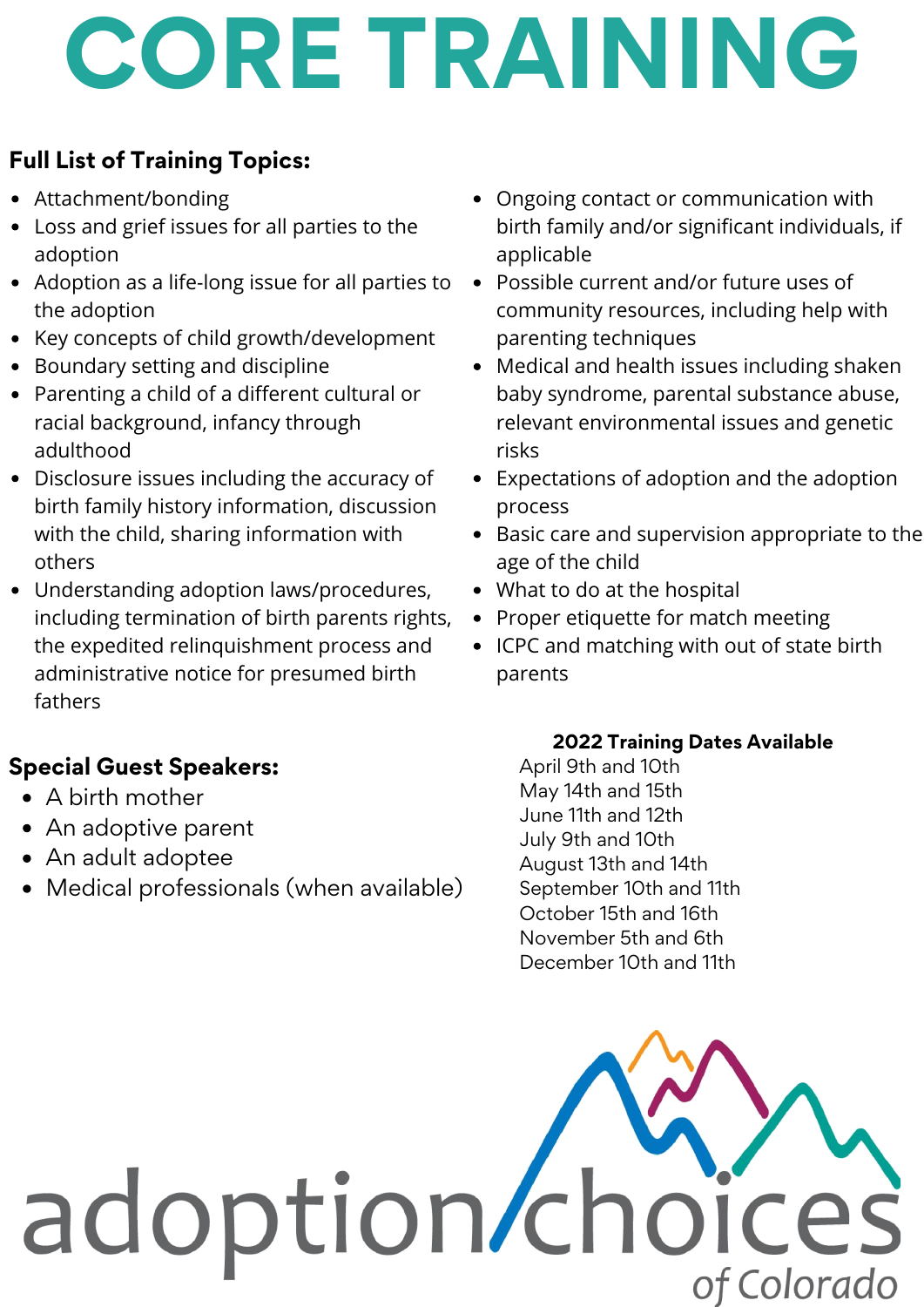# CORE TRAINING

## Full List of Training Topics:

- Attachment/bonding
- Loss and grief issues for all parties to the adoption
- Adoption as a life-long issue for all parties to the adoption
- Key concepts of child growth/development
- Boundary setting and discipline
- Parenting a child of a different cultural or racial background, infancy through adulthood
- Disclosure issues including the accuracy of birth family history information, discussion with the child, sharing information with others
- Understanding adoption laws/procedures, including termination of birth parents rights, the expedited relinquishment process and administrative notice for presumed birth fathers
- Ongoing contact or communication with birth family and/or significant individuals, if applicable
- Possible current and/or future uses of community resources, including help with parenting techniques
- Medical and health issues including shaken baby syndrome, parental substance abuse, relevant environmental issues and genetic risks
- Expectations of adoption and the adoption process
- Basic care and supervision appropriate to the age of the child
- What to do at the hospital
- Proper etiquette for match meeting
- ICPC and matching with out of state birth parents

## Special Guest Speakers:

- A birth mother
- An adoptive parent
- An adult adoptee
- Medical professionals (when available)

**2022 Training Dates Available**

April 9th and 10th
May 14th and 15th
June 11th and 12th
July 9th and 10th
August 13th and 14th
September 10th and 11th
October 15th and 16th
November 5th and 6th
December 10th and 11th

adoption choices of Colorado